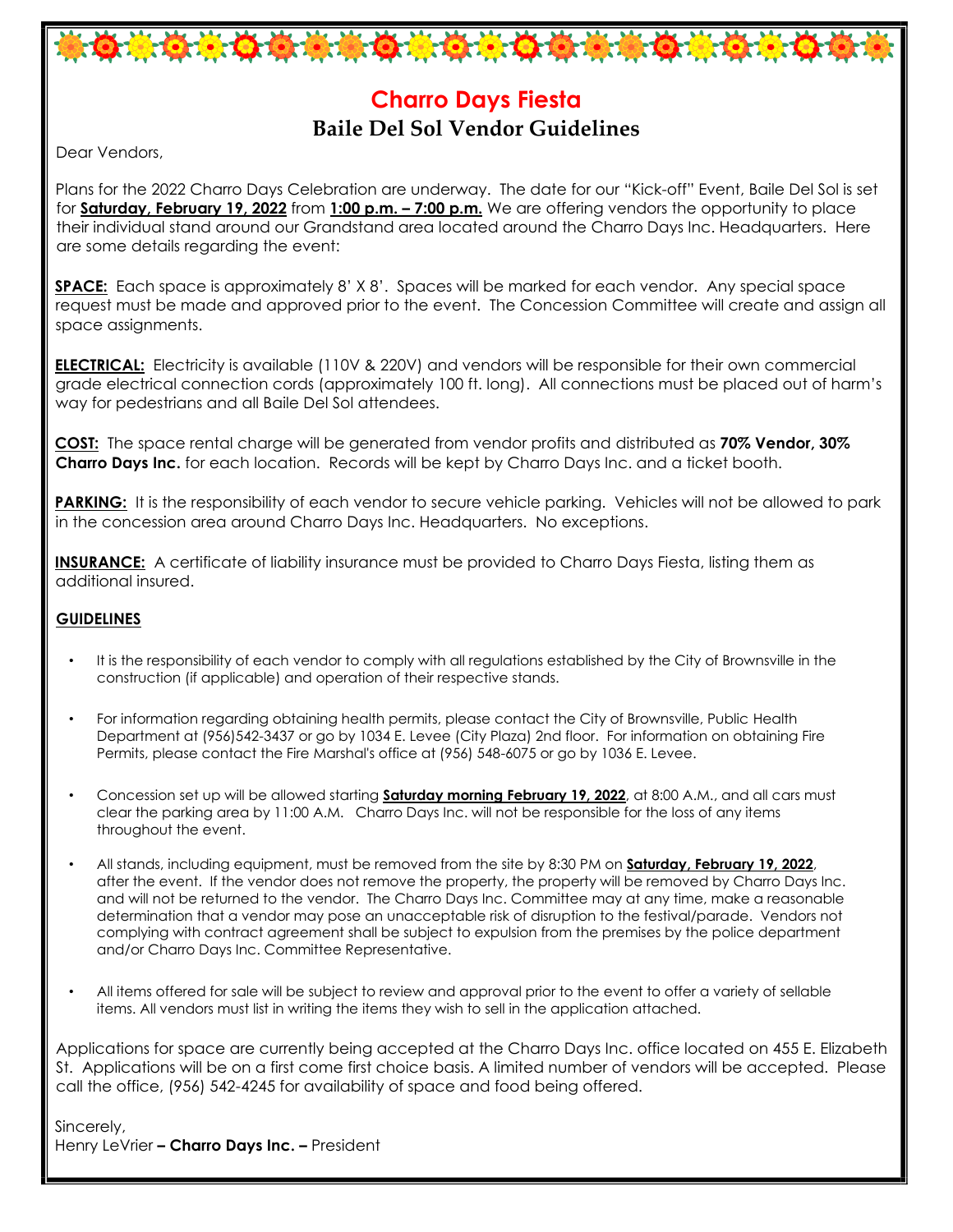# Charro Days Fiesta

## Baile Del Sol Vendor Guidelines

Dear Vendors,

Plans for the 2022 Charro Days Celebration are underway. The date for our "Kick-off" Event, Baile Del Sol is set for **Saturday, February 19, 2022** from **1:00 p.m. – 7:00 p.m.** We are offering vendors the opportunity to place their individual stand around our Grandstand area located around the Charro Days Inc. Headquarters. Here are some details regarding the event:

**SPACE:** Each space is approximately 8' X 8'. Spaces will be marked for each vendor. Any special space request must be made and approved prior to the event. The Concession Committee will create and assign all space assignments.

**ELECTRICAL:** Electricity is available (110V & 220V) and vendors will be responsible for their own commercial grade electrical connection cords (approximately 100 ft. long). All connections must be placed out of harm's way for pedestrians and all Baile Del Sol attendees.

**COST:** The space rental charge will be generated from vendor profits and distributed as **70% Vendor, 30% Charro Days Inc.** for each location. Records will be kept by Charro Days Inc. and a ticket booth.

**PARKING:** It is the responsibility of each vendor to secure vehicle parking. Vehicles will not be allowed to park in the concession area around Charro Days Inc. Headquarters. No exceptions.

**INSURANCE:** A certificate of liability insurance must be provided to Charro Days Fiesta, listing them as additional insured.

**GUIDELINES**

- It is the responsibility of each vendor to comply with all regulations established by the City of Brownsville in the construction (if applicable) and operation of their respective stands.
- For information regarding obtaining health permits, please contact the City of Brownsville, Public Health Department at (956)542-3437 or go by 1034 E. Levee (City Plaza) 2nd floor. For information on obtaining Fire Permits, please contact the Fire Marshal's office at (956) 548-6075 or go by 1036 E. Levee.
- Concession set up will be allowed starting **Saturday morning February 19, 2022**, at 8:00 A.M., and all cars must clear the parking area by 11:00 A.M. Charro Days Inc. will not be responsible for the loss of any items throughout the event.
- All stands, including equipment, must be removed from the site by 8:30 PM on **Saturday, February 19, 2022**, after the event. If the vendor does not remove the property, the property will be removed by Charro Days Inc. and will not be returned to the vendor. The Charro Days Inc. Committee may at any time, make a reasonable determination that a vendor may pose an unacceptable risk of disruption to the festival/parade. Vendors not complying with contract agreement shall be subject to expulsion from the premises by the police department and/or Charro Days Inc. Committee Representative.
- All items offered for sale will be subject to review and approval prior to the event to offer a variety of sellable items. All vendors must list in writing the items they wish to sell in the application attached.

Applications for space are currently being accepted at the Charro Days Inc. office located on 455 E. Elizabeth St. Applications will be on a first come first choice basis. A limited number of vendors will be accepted. Please call the office, (956) 542-4245 for availability of space and food being offered.

Sincerely,
Henry LeVrier **– Charro Days Inc. –** President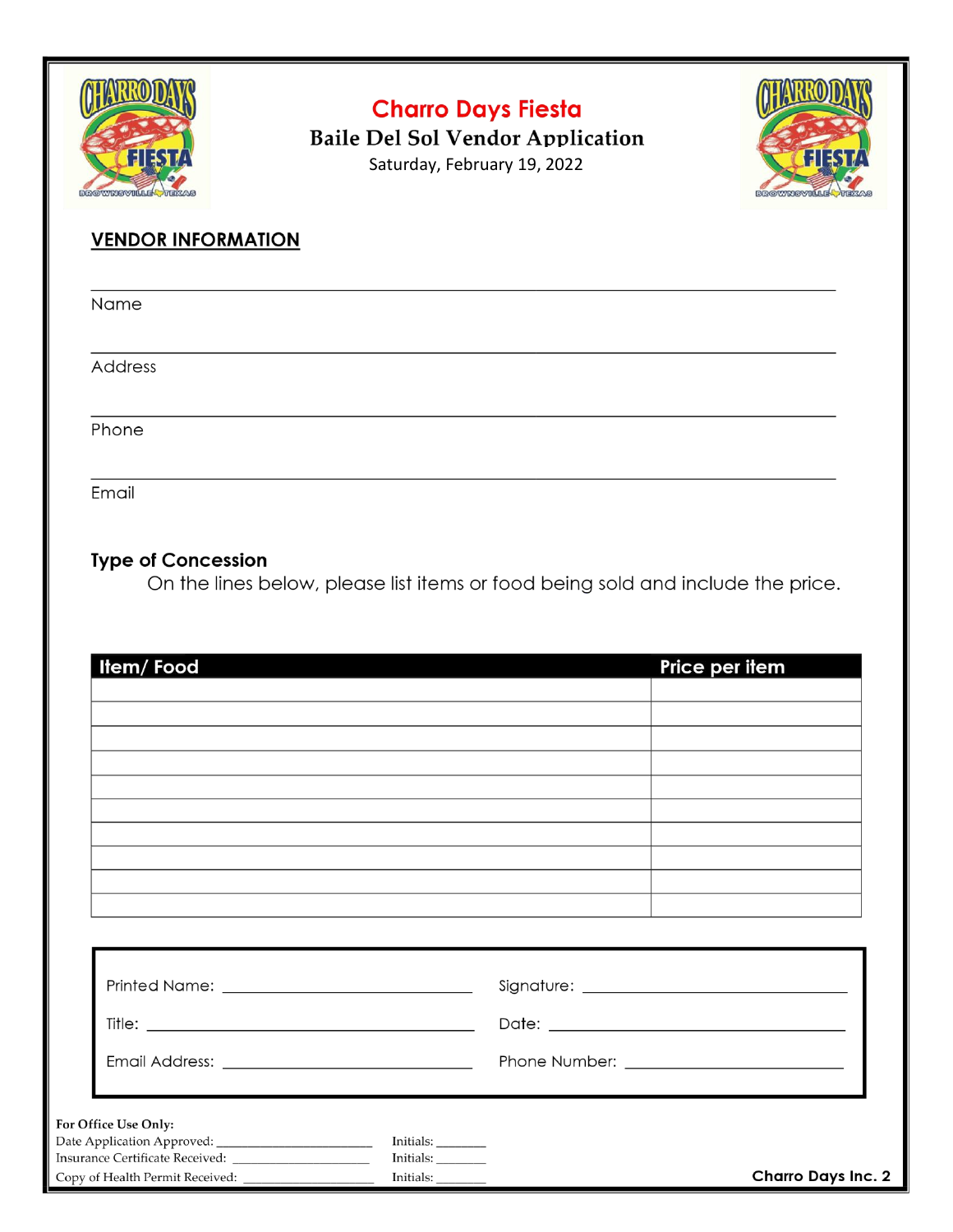# Charro Days Fiesta

## Baile Del Sol Vendor Application

Saturday, February 19, 2022

## VENDOR INFORMATION

______________________________________________
Name

______________________________________________
Address

______________________________________________
Phone

______________________________________________
Email

### Type of Concession

On the lines below, please list items or food being sold and include the price.

| Item/ Food | Price per item |
|---|---|
| | |
| | |
| | |
| | |
| | |
| | |
| | |
| | |
| | |
| | |

Printed Name: ______________________ Signature: ______________________

Title: ______________________ Date: ______________________

Email Address: ______________________ Phone Number: ______________________

**For Office Use Only:**

Date Application Approved: ________________ Initials: _______

Insurance Certificate Received: ________________ Initials: _______

Copy of Health Permit Received: ________________ Initials: _______

**Charro Days Inc.**